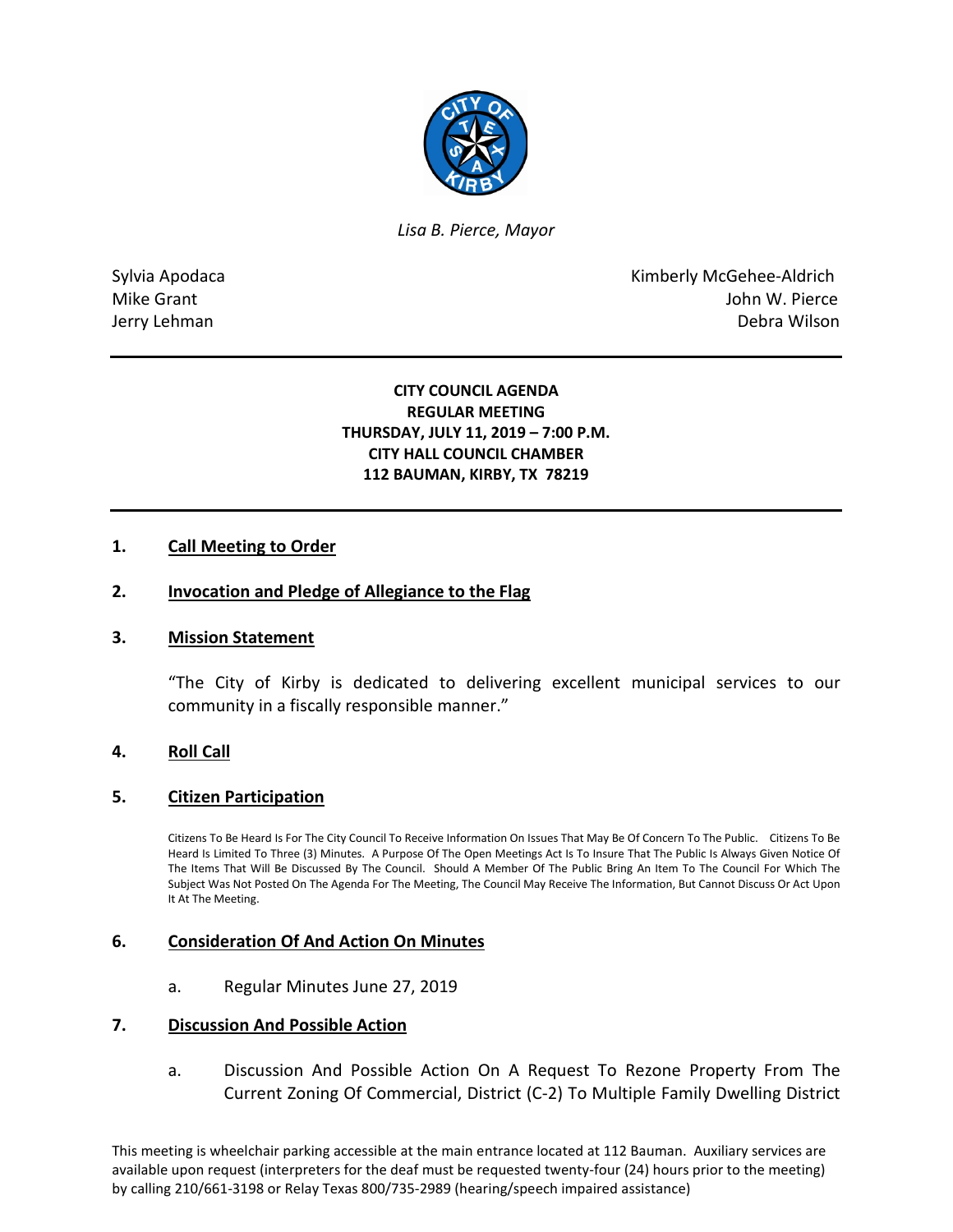*Lisa B. Pierce, Mayor*

Sylvia Apodaca
Mike Grant
Jerry Lehman

Kimberly McGehee-Aldrich
John W. Pierce
Debra Wilson

**CITY COUNCIL AGENDA**
**REGULAR MEETING**
**THURSDAY, JULY 11, 2019 – 7:00 P.M.**
**CITY HALL COUNCIL CHAMBER**
**112 BAUMAN, KIRBY, TX 78219**

## 1. Call Meeting to Order

## 2. Invocation and Pledge of Allegiance to the Flag

## 3. Mission Statement

"The City of Kirby is dedicated to delivering excellent municipal services to our community in a fiscally responsible manner."

## 4. Roll Call

## 5. Citizen Participation

Citizens To Be Heard Is For The City Council To Receive Information On Issues That May Be Of Concern To The Public. Citizens To Be Heard Is Limited To Three (3) Minutes. A Purpose Of The Open Meetings Act Is To Insure That The Public Is Always Given Notice Of The Items That Will Be Discussed By The Council. Should A Member Of The Public Bring An Item To The Council For Which The Subject Was Not Posted On The Agenda For The Meeting, The Council May Receive The Information, But Cannot Discuss Or Act Upon It At The Meeting.

## 6. Consideration Of And Action On Minutes

a. Regular Minutes June 27, 2019

## 7. Discussion And Possible Action

a. Discussion And Possible Action On A Request To Rezone Property From The Current Zoning Of Commercial, District (C-2) To Multiple Family Dwelling District

This meeting is wheelchair parking accessible at the main entrance located at 112 Bauman. Auxiliary services are available upon request (interpreters for the deaf must be requested twenty-four (24) hours prior to the meeting) by calling 210/661-3198 or Relay Texas 800/735-2989 (hearing/speech impaired assistance)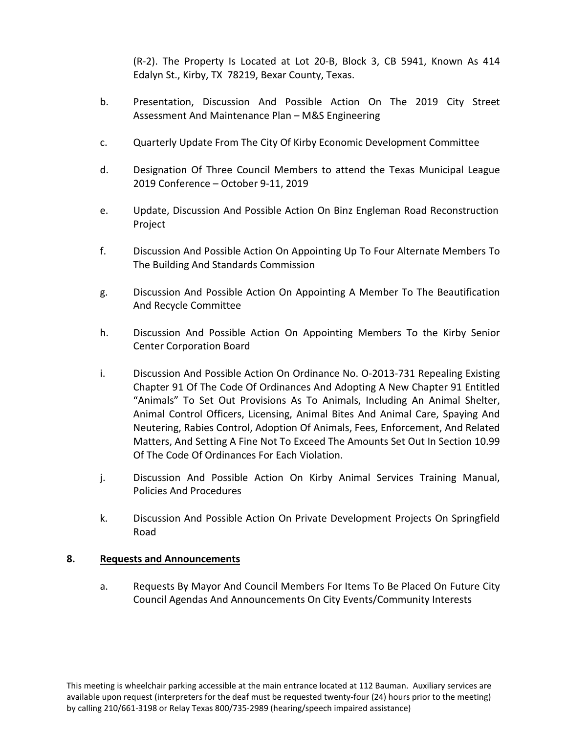(R-2). The Property Is Located at Lot 20-B, Block 3, CB 5941, Known As 414 Edalyn St., Kirby, TX 78219, Bexar County, Texas.

b. Presentation, Discussion And Possible Action On The 2019 City Street Assessment And Maintenance Plan – M&S Engineering

c. Quarterly Update From The City Of Kirby Economic Development Committee

d. Designation Of Three Council Members to attend the Texas Municipal League 2019 Conference – October 9-11, 2019

e. Update, Discussion And Possible Action On Binz Engleman Road Reconstruction Project

f. Discussion And Possible Action On Appointing Up To Four Alternate Members To The Building And Standards Commission

g. Discussion And Possible Action On Appointing A Member To The Beautification And Recycle Committee

h. Discussion And Possible Action On Appointing Members To the Kirby Senior Center Corporation Board

i. Discussion And Possible Action On Ordinance No. O-2013-731 Repealing Existing Chapter 91 Of The Code Of Ordinances And Adopting A New Chapter 91 Entitled "Animals" To Set Out Provisions As To Animals, Including An Animal Shelter, Animal Control Officers, Licensing, Animal Bites And Animal Care, Spaying And Neutering, Rabies Control, Adoption Of Animals, Fees, Enforcement, And Related Matters, And Setting A Fine Not To Exceed The Amounts Set Out In Section 10.99 Of The Code Of Ordinances For Each Violation.

j. Discussion And Possible Action On Kirby Animal Services Training Manual, Policies And Procedures

k. Discussion And Possible Action On Private Development Projects On Springfield Road

## 8. Requests and Announcements

a. Requests By Mayor And Council Members For Items To Be Placed On Future City Council Agendas And Announcements On City Events/Community Interests

This meeting is wheelchair parking accessible at the main entrance located at 112 Bauman. Auxiliary services are available upon request (interpreters for the deaf must be requested twenty-four (24) hours prior to the meeting) by calling 210/661-3198 or Relay Texas 800/735-2989 (hearing/speech impaired assistance)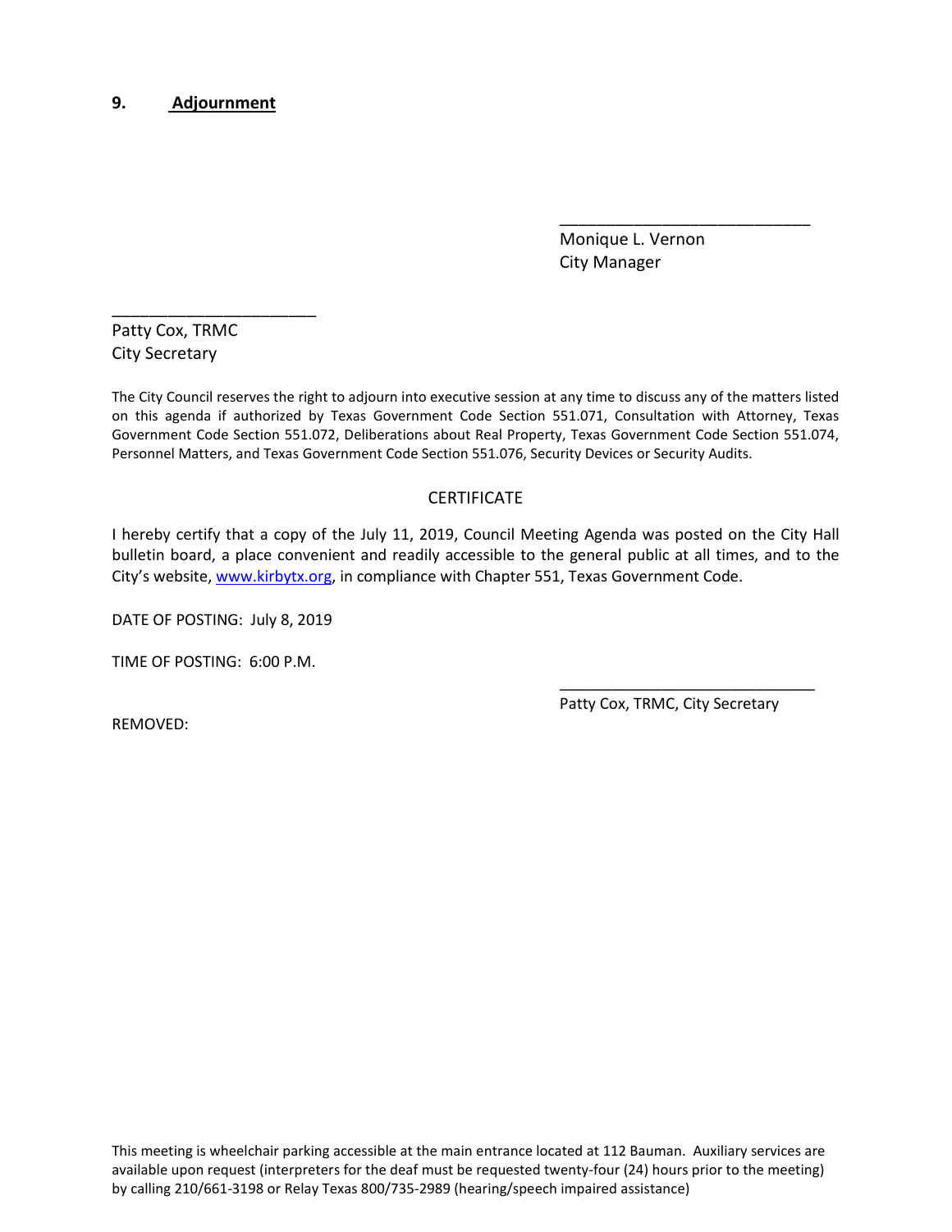## 9. Adjournment

\_\_\_\_\_\_\_\_\_\_\_\_\_\_\_\_\_\_\_\_\_\_\_\_\_\_\_\_
Monique L. Vernon
City Manager

\_\_\_\_\_\_\_\_\_\_\_\_\_\_\_\_\_\_\_\_\_\_\_
Patty Cox, TRMC
City Secretary

The City Council reserves the right to adjourn into executive session at any time to discuss any of the matters listed on this agenda if authorized by Texas Government Code Section 551.071, Consultation with Attorney, Texas Government Code Section 551.072, Deliberations about Real Property, Texas Government Code Section 551.074, Personnel Matters, and Texas Government Code Section 551.076, Security Devices or Security Audits.

CERTIFICATE

I hereby certify that a copy of the July 11, 2019, Council Meeting Agenda was posted on the City Hall bulletin board, a place convenient and readily accessible to the general public at all times, and to the City's website, www.kirbytx.org, in compliance with Chapter 551, Texas Government Code.

DATE OF POSTING: July 8, 2019

TIME OF POSTING: 6:00 P.M.

\_\_\_\_\_\_\_\_\_\_\_\_\_\_\_\_\_\_\_\_\_\_\_\_\_\_\_\_\_
Patty Cox, TRMC, City Secretary

REMOVED:

This meeting is wheelchair parking accessible at the main entrance located at 112 Bauman. Auxiliary services are available upon request (interpreters for the deaf must be requested twenty-four (24) hours prior to the meeting) by calling 210/661-3198 or Relay Texas 800/735-2989 (hearing/speech impaired assistance)